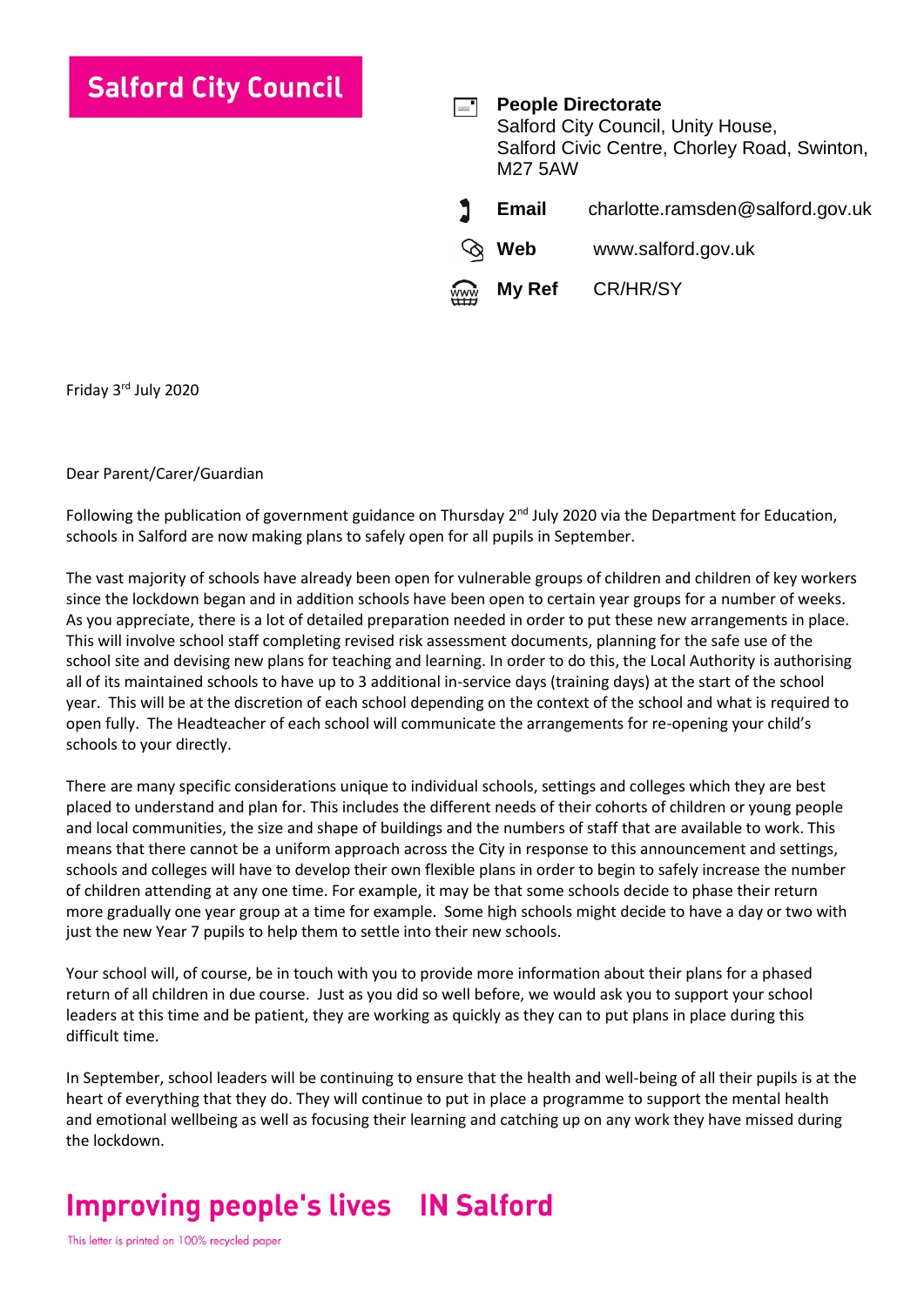**Salford City Council**

**People Directorate**
Salford City Council, Unity House,
Salford Civic Centre, Chorley Road, Swinton,
M27 5AW

**Email** charlotte.ramsden@salford.gov.uk

**Web** www.salford.gov.uk

**My Ref** CR/HR/SY

Friday 3rd July 2020

Dear Parent/Carer/Guardian

Following the publication of government guidance on Thursday 2nd July 2020 via the Department for Education, schools in Salford are now making plans to safely open for all pupils in September.

The vast majority of schools have already been open for vulnerable groups of children and children of key workers since the lockdown began and in addition schools have been open to certain year groups for a number of weeks. As you appreciate, there is a lot of detailed preparation needed in order to put these new arrangements in place. This will involve school staff completing revised risk assessment documents, planning for the safe use of the school site and devising new plans for teaching and learning. In order to do this, the Local Authority is authorising all of its maintained schools to have up to 3 additional in-service days (training days) at the start of the school year. This will be at the discretion of each school depending on the context of the school and what is required to open fully. The Headteacher of each school will communicate the arrangements for re-opening your child's schools to your directly.

There are many specific considerations unique to individual schools, settings and colleges which they are best placed to understand and plan for. This includes the different needs of their cohorts of children or young people and local communities, the size and shape of buildings and the numbers of staff that are available to work. This means that there cannot be a uniform approach across the City in response to this announcement and settings, schools and colleges will have to develop their own flexible plans in order to begin to safely increase the number of children attending at any one time. For example, it may be that some schools decide to phase their return more gradually one year group at a time for example. Some high schools might decide to have a day or two with just the new Year 7 pupils to help them to settle into their new schools.

Your school will, of course, be in touch with you to provide more information about their plans for a phased return of all children in due course. Just as you did so well before, we would ask you to support your school leaders at this time and be patient, they are working as quickly as they can to put plans in place during this difficult time.

In September, school leaders will be continuing to ensure that the health and well-being of all their pupils is at the heart of everything that they do. They will continue to put in place a programme to support the mental health and emotional wellbeing as well as focusing their learning and catching up on any work they have missed during the lockdown.

**Improving people's lives IN Salford**

This letter is printed on 100% recycled paper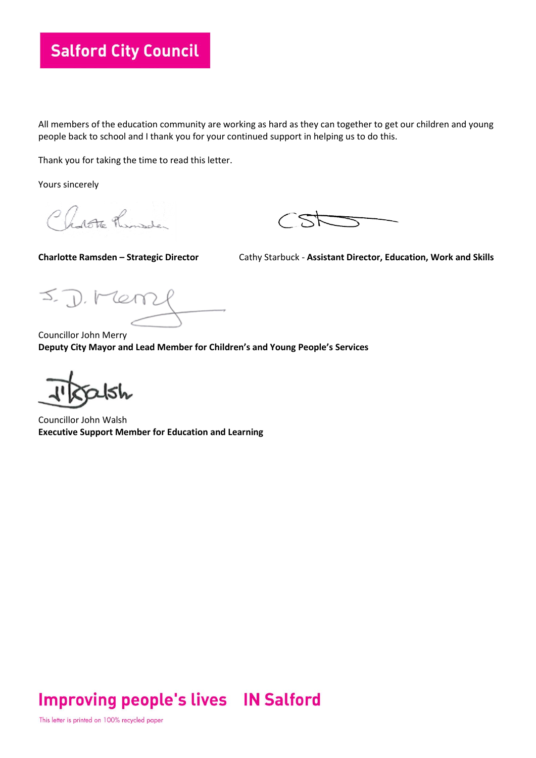Salford City Council

All members of the education community are working as hard as they can together to get our children and young people back to school and I thank you for your continued support in helping us to do this.

Thank you for taking the time to read this letter.

Yours sincerely

**Charlotte Ramsden – Strategic Director**

Cathy Starbuck - **Assistant Director, Education, Work and Skills**

Councillor John Merry
**Deputy City Mayor and Lead Member for Children's and Young People's Services**

Councillor John Walsh
**Executive Support Member for Education and Learning**

**Improving people's lives IN Salford**

This letter is printed on 100% recycled paper